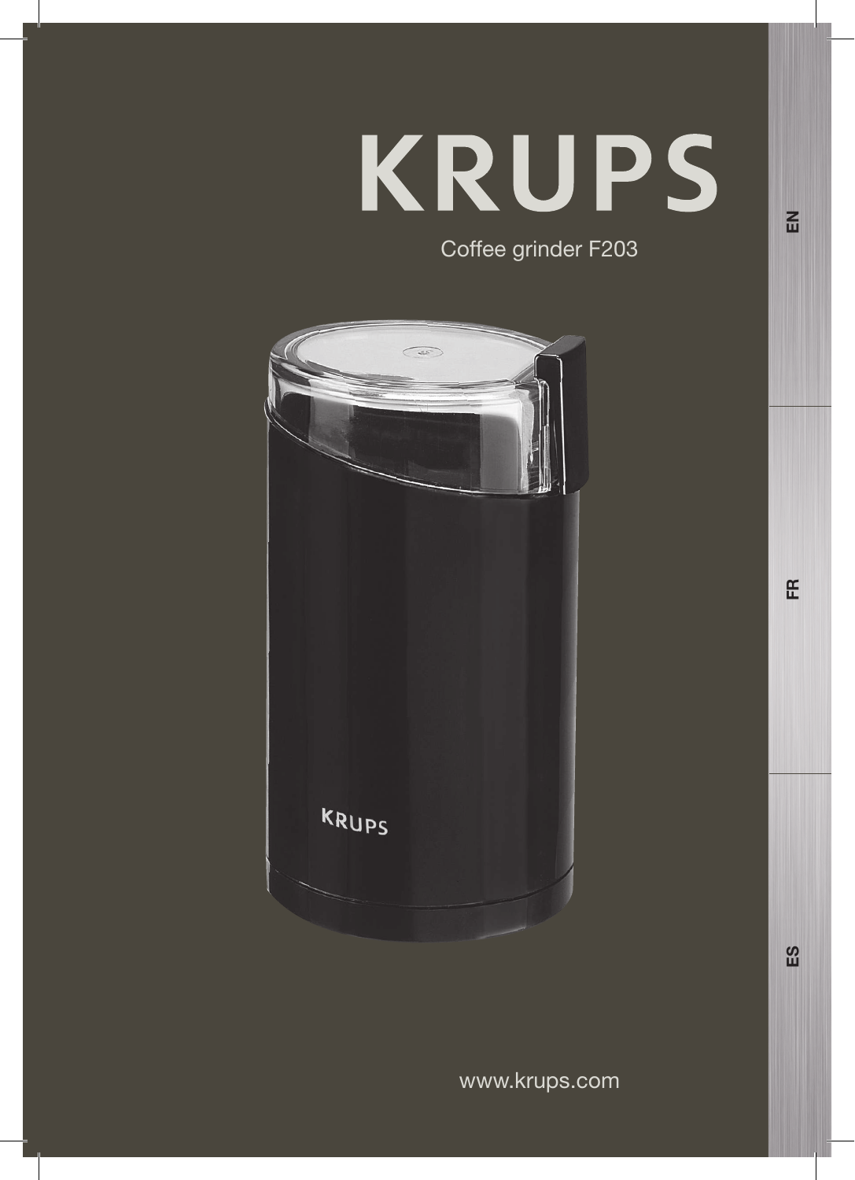# KRUPS

Coffee grinder F203

www.krups.com

EN

FR

ES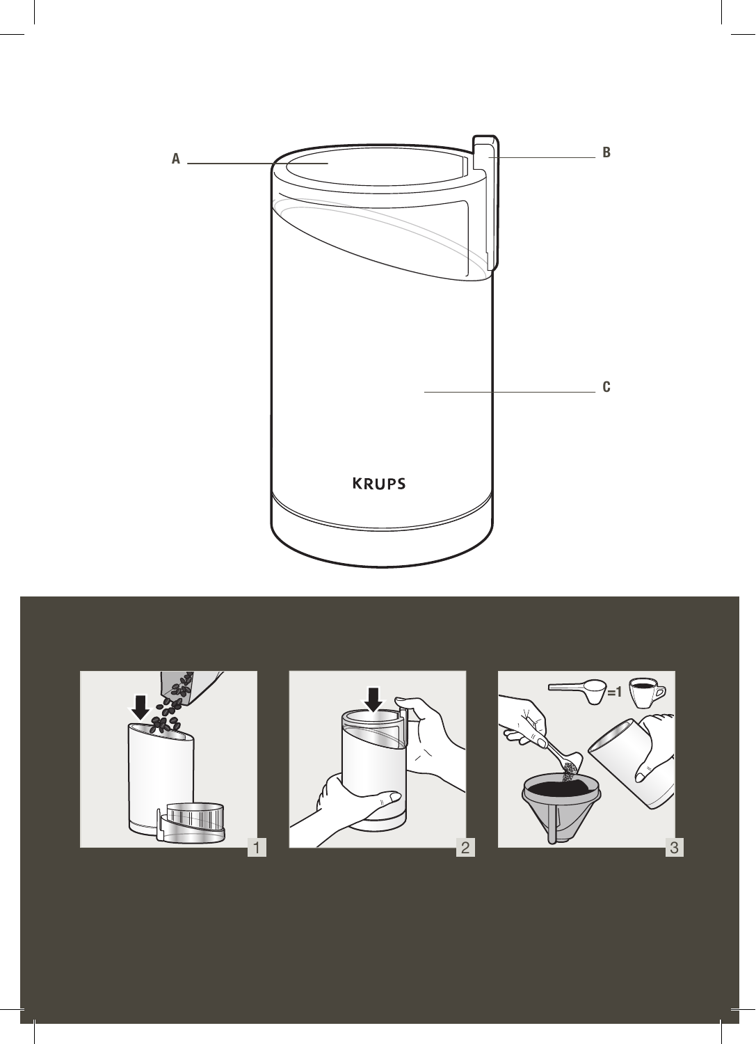A

B

C

KRUPS

=1

1

2

3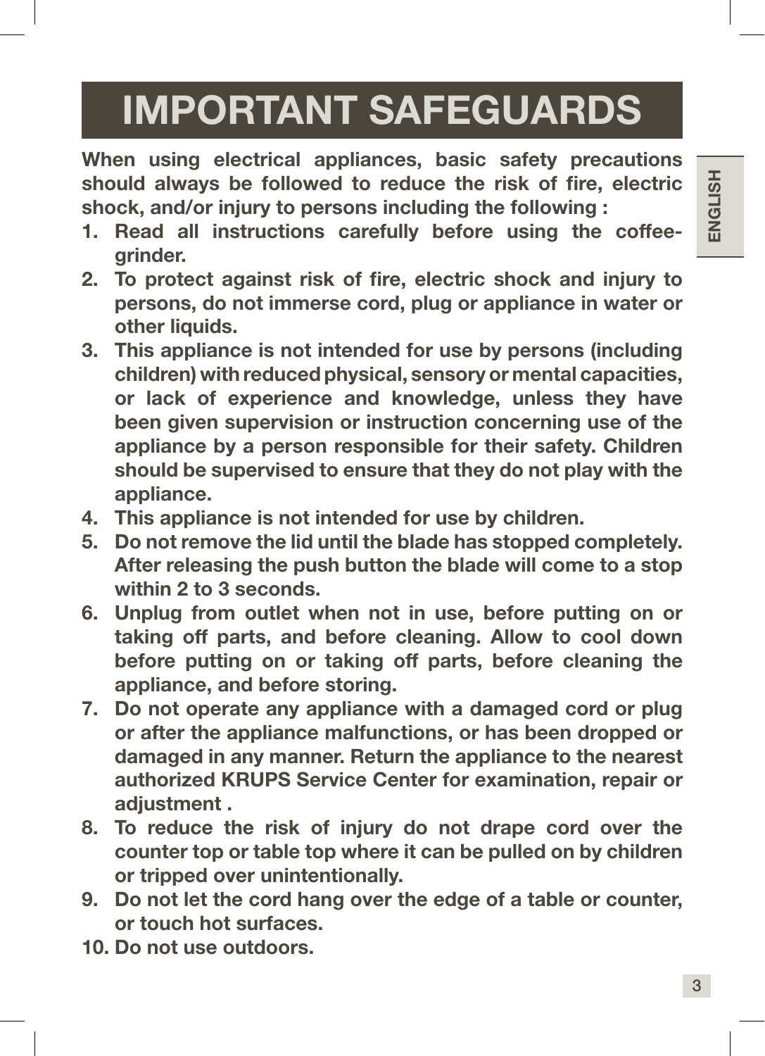# IMPORTANT SAFEGUARDS

**When using electrical appliances, basic safety precautions should always be followed to reduce the risk of fire, electric shock, and/or injury to persons including the following :**

1. **Read all instructions carefully before using the coffee-grinder.**
2. **To protect against risk of fire, electric shock and injury to persons, do not immerse cord, plug or appliance in water or other liquids.**
3. **This appliance is not intended for use by persons (including children) with reduced physical, sensory or mental capacities, or lack of experience and knowledge, unless they have been given supervision or instruction concerning use of the appliance by a person responsible for their safety. Children should be supervised to ensure that they do not play with the appliance.**
4. **This appliance is not intended for use by children.**
5. **Do not remove the lid until the blade has stopped completely. After releasing the push button the blade will come to a stop within 2 to 3 seconds.**
6. **Unplug from outlet when not in use, before putting on or taking off parts, and before cleaning. Allow to cool down before putting on or taking off parts, before cleaning the appliance, and before storing.**
7. **Do not operate any appliance with a damaged cord or plug or after the appliance malfunctions, or has been dropped or damaged in any manner. Return the appliance to the nearest authorized KRUPS Service Center for examination, repair or adjustment .**
8. **To reduce the risk of injury do not drape cord over the counter top or table top where it can be pulled on by children or tripped over unintentionally.**
9. **Do not let the cord hang over the edge of a table or counter, or touch hot surfaces.**
10. **Do not use outdoors.**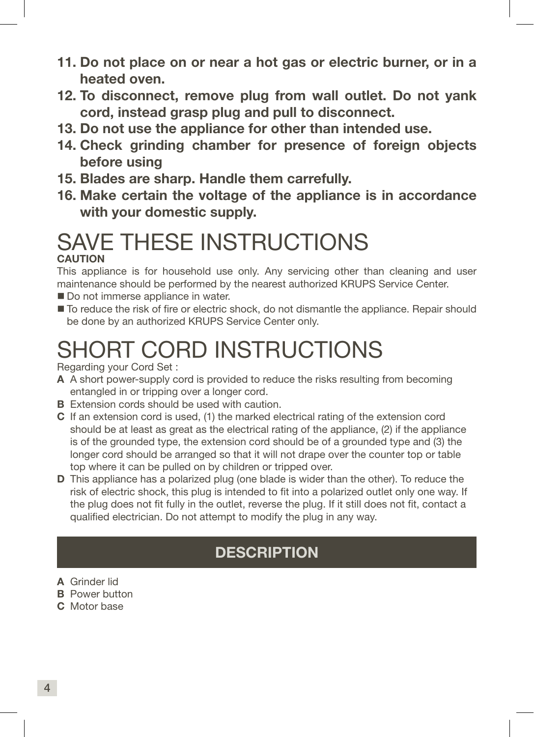**11. Do not place on or near a hot gas or electric burner, or in a heated oven.**

**12. To disconnect, remove plug from wall outlet. Do not yank cord, instead grasp plug and pull to disconnect.**

**13. Do not use the appliance for other than intended use.**

**14. Check grinding chamber for presence of foreign objects before using**

**15. Blades are sharp. Handle them carrefully.**

**16. Make certain the voltage of the appliance is in accordance with your domestic supply.**

# SAVE THESE INSTRUCTIONS

**CAUTION**

This appliance is for household use only. Any servicing other than cleaning and user maintenance should be performed by the nearest authorized KRUPS Service Center.

- Do not immerse appliance in water.
- To reduce the risk of fire or electric shock, do not dismantle the appliance. Repair should be done by an authorized KRUPS Service Center only.

# SHORT CORD INSTRUCTIONS

Regarding your Cord Set :

**A** A short power-supply cord is provided to reduce the risks resulting from becoming entangled in or tripping over a longer cord.

**B** Extension cords should be used with caution.

**C** If an extension cord is used, (1) the marked electrical rating of the extension cord should be at least as great as the electrical rating of the appliance, (2) if the appliance is of the grounded type, the extension cord should be of a grounded type and (3) the longer cord should be arranged so that it will not drape over the counter top or table top where it can be pulled on by children or tripped over.

**D** This appliance has a polarized plug (one blade is wider than the other). To reduce the risk of electric shock, this plug is intended to fit into a polarized outlet only one way. If the plug does not fit fully in the outlet, reverse the plug. If it still does not fit, contact a qualified electrician. Do not attempt to modify the plug in any way.

## DESCRIPTION

**A** Grinder lid

**B** Power button

**C** Motor base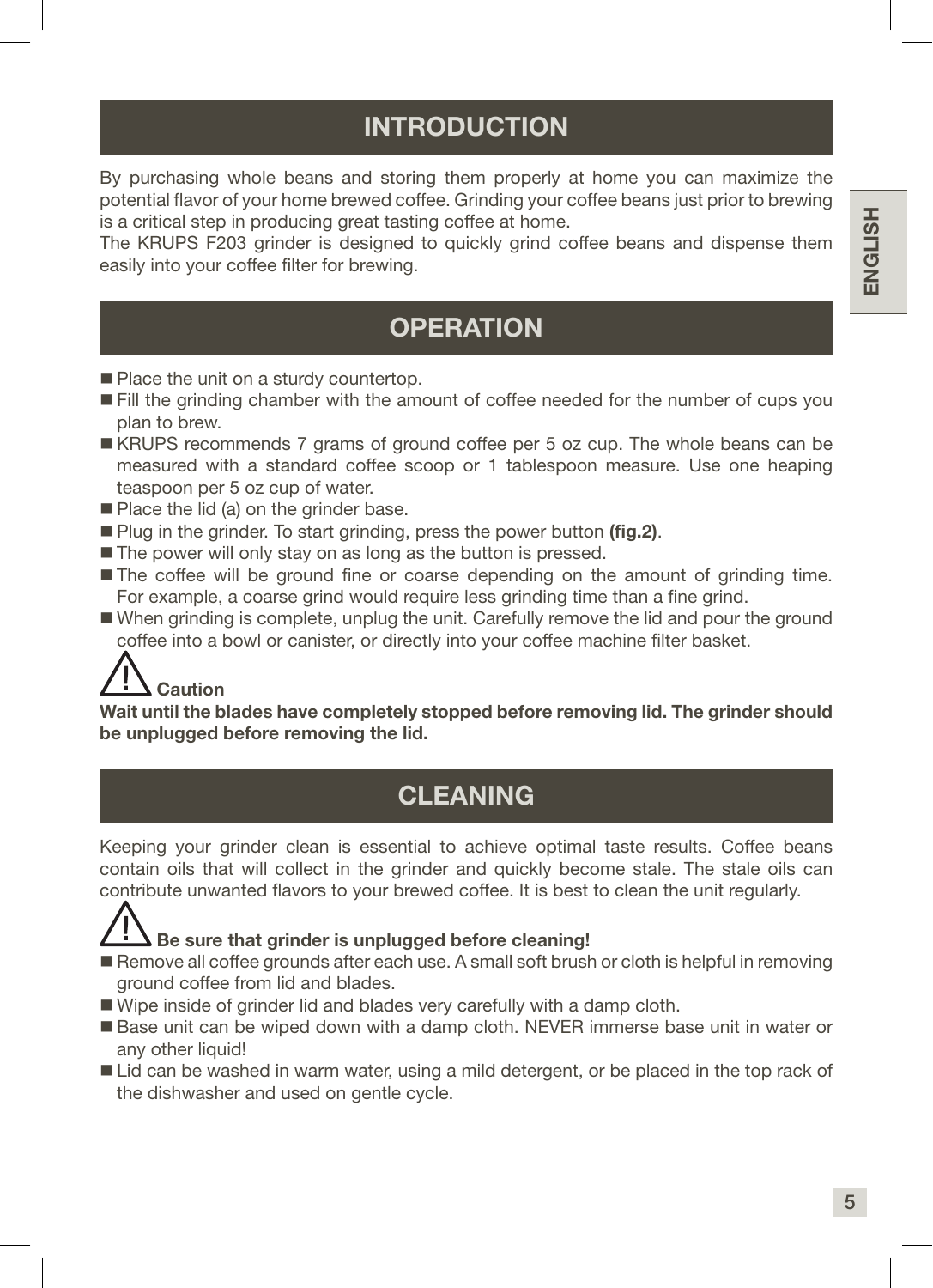## INTRODUCTION

By purchasing whole beans and storing them properly at home you can maximize the potential flavor of your home brewed coffee. Grinding your coffee beans just prior to brewing is a critical step in producing great tasting coffee at home.
The KRUPS F203 grinder is designed to quickly grind coffee beans and dispense them easily into your coffee filter for brewing.

## OPERATION

- Place the unit on a sturdy countertop.
- Fill the grinding chamber with the amount of coffee needed for the number of cups you plan to brew.
- KRUPS recommends 7 grams of ground coffee per 5 oz cup. The whole beans can be measured with a standard coffee scoop or 1 tablespoon measure. Use one heaping teaspoon per 5 oz cup of water.
- Place the lid (a) on the grinder base.
- Plug in the grinder. To start grinding, press the power button **(fig.2)**.
- The power will only stay on as long as the button is pressed.
- The coffee will be ground fine or coarse depending on the amount of grinding time. For example, a coarse grind would require less grinding time than a fine grind.
- When grinding is complete, unplug the unit. Carefully remove the lid and pour the ground coffee into a bowl or canister, or directly into your coffee machine filter basket.

⚠ **Caution**

**Wait until the blades have completely stopped before removing lid. The grinder should be unplugged before removing the lid.**

## CLEANING

Keeping your grinder clean is essential to achieve optimal taste results. Coffee beans contain oils that will collect in the grinder and quickly become stale. The stale oils can contribute unwanted flavors to your brewed coffee. It is best to clean the unit regularly.

⚠ **Be sure that grinder is unplugged before cleaning!**

- Remove all coffee grounds after each use. A small soft brush or cloth is helpful in removing ground coffee from lid and blades.
- Wipe inside of grinder lid and blades very carefully with a damp cloth.
- Base unit can be wiped down with a damp cloth. NEVER immerse base unit in water or any other liquid!
- Lid can be washed in warm water, using a mild detergent, or be placed in the top rack of the dishwasher and used on gentle cycle.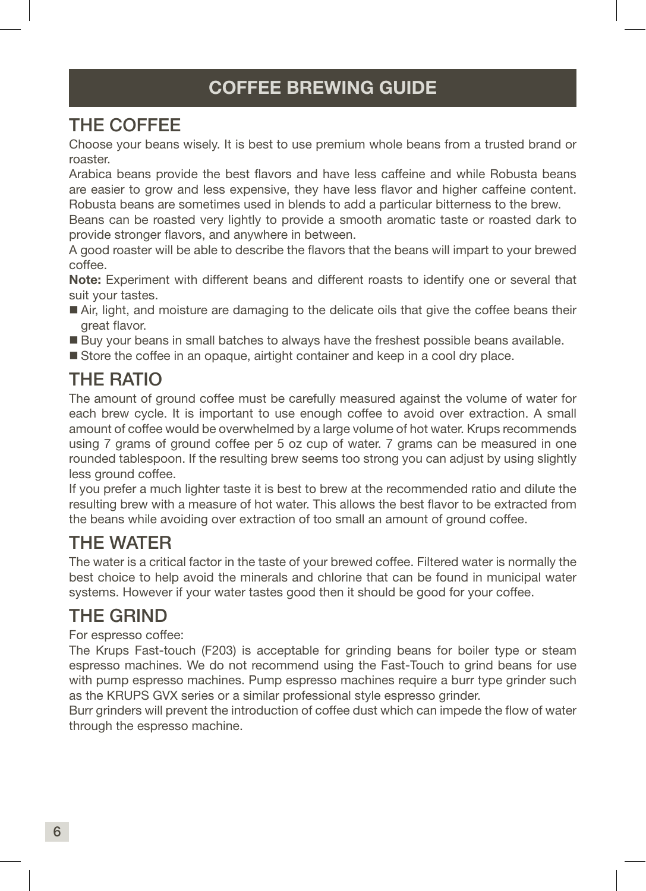# COFFEE BREWING GUIDE

## THE COFFEE

Choose your beans wisely. It is best to use premium whole beans from a trusted brand or roaster.

Arabica beans provide the best flavors and have less caffeine and while Robusta beans are easier to grow and less expensive, they have less flavor and higher caffeine content. Robusta beans are sometimes used in blends to add a particular bitterness to the brew.

Beans can be roasted very lightly to provide a smooth aromatic taste or roasted dark to provide stronger flavors, and anywhere in between.

A good roaster will be able to describe the flavors that the beans will impart to your brewed coffee.

**Note:** Experiment with different beans and different roasts to identify one or several that suit your tastes.

- Air, light, and moisture are damaging to the delicate oils that give the coffee beans their great flavor.
- Buy your beans in small batches to always have the freshest possible beans available.
- Store the coffee in an opaque, airtight container and keep in a cool dry place.

## THE RATIO

The amount of ground coffee must be carefully measured against the volume of water for each brew cycle. It is important to use enough coffee to avoid over extraction. A small amount of coffee would be overwhelmed by a large volume of hot water. Krups recommends using 7 grams of ground coffee per 5 oz cup of water. 7 grams can be measured in one rounded tablespoon. If the resulting brew seems too strong you can adjust by using slightly less ground coffee.

If you prefer a much lighter taste it is best to brew at the recommended ratio and dilute the resulting brew with a measure of hot water. This allows the best flavor to be extracted from the beans while avoiding over extraction of too small an amount of ground coffee.

## THE WATER

The water is a critical factor in the taste of your brewed coffee. Filtered water is normally the best choice to help avoid the minerals and chlorine that can be found in municipal water systems. However if your water tastes good then it should be good for your coffee.

## THE GRIND

For espresso coffee:

The Krups Fast-touch (F203) is acceptable for grinding beans for boiler type or steam espresso machines. We do not recommend using the Fast-Touch to grind beans for use with pump espresso machines. Pump espresso machines require a burr type grinder such as the KRUPS GVX series or a similar professional style espresso grinder.

Burr grinders will prevent the introduction of coffee dust which can impede the flow of water through the espresso machine.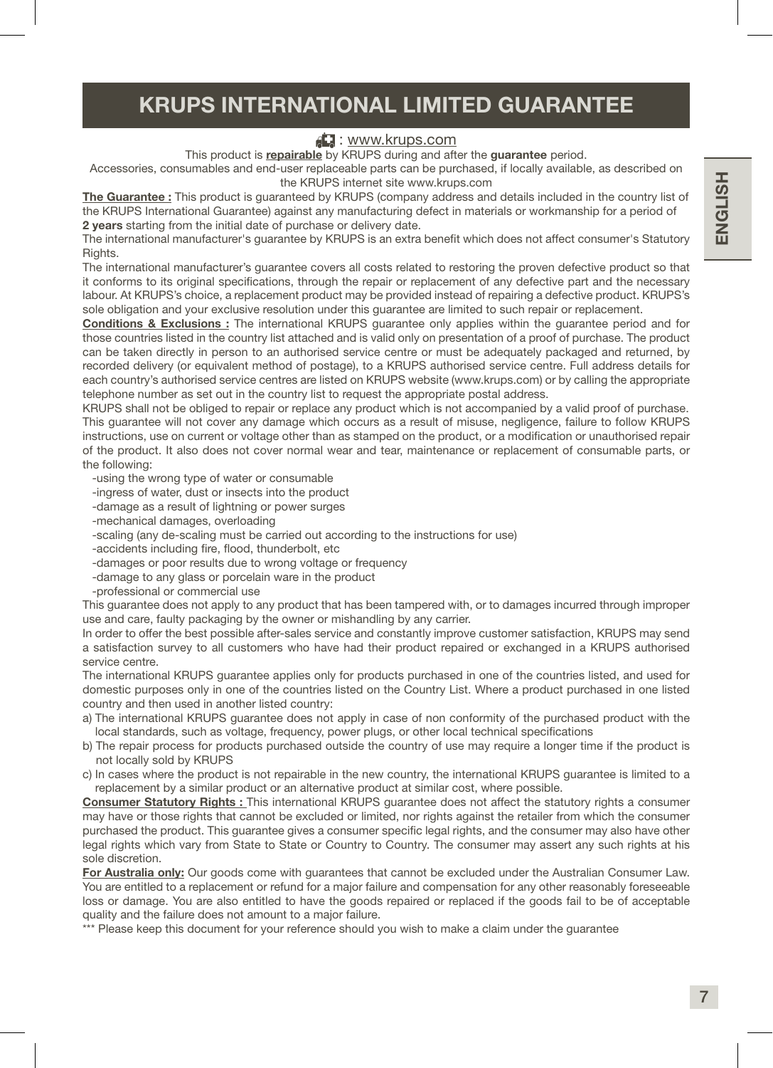# KRUPS INTERNATIONAL LIMITED GUARANTEE

: www.krups.com

This product is **repairable** by KRUPS during and after the **guarantee** period.

Accessories, consumables and end-user replaceable parts can be purchased, if locally available, as described on the KRUPS internet site www.krups.com

**The Guarantee :** This product is guaranteed by KRUPS (company address and details included in the country list of the KRUPS International Guarantee) against any manufacturing defect in materials or workmanship for a period of **2 years** starting from the initial date of purchase or delivery date.

The international manufacturer's guarantee by KRUPS is an extra benefit which does not affect consumer's Statutory Rights.

The international manufacturer's guarantee covers all costs related to restoring the proven defective product so that it conforms to its original specifications, through the repair or replacement of any defective part and the necessary labour. At KRUPS's choice, a replacement product may be provided instead of repairing a defective product. KRUPS's sole obligation and your exclusive resolution under this guarantee are limited to such repair or replacement.

**Conditions & Exclusions :** The international KRUPS guarantee only applies within the guarantee period and for those countries listed in the country list attached and is valid only on presentation of a proof of purchase. The product can be taken directly in person to an authorised service centre or must be adequately packaged and returned, by recorded delivery (or equivalent method of postage), to a KRUPS authorised service centre. Full address details for each country's authorised service centres are listed on KRUPS website (www.krups.com) or by calling the appropriate telephone number as set out in the country list to request the appropriate postal address.

KRUPS shall not be obliged to repair or replace any product which is not accompanied by a valid proof of purchase. This guarantee will not cover any damage which occurs as a result of misuse, negligence, failure to follow KRUPS instructions, use on current or voltage other than as stamped on the product, or a modification or unauthorised repair of the product. It also does not cover normal wear and tear, maintenance or replacement of consumable parts, or the following:

- using the wrong type of water or consumable
- ingress of water, dust or insects into the product
- damage as a result of lightning or power surges
- mechanical damages, overloading
- scaling (any de-scaling must be carried out according to the instructions for use)
- accidents including fire, flood, thunderbolt, etc
- damages or poor results due to wrong voltage or frequency
- damage to any glass or porcelain ware in the product
- professional or commercial use

This guarantee does not apply to any product that has been tampered with, or to damages incurred through improper use and care, faulty packaging by the owner or mishandling by any carrier.

In order to offer the best possible after-sales service and constantly improve customer satisfaction, KRUPS may send a satisfaction survey to all customers who have had their product repaired or exchanged in a KRUPS authorised service centre.

The international KRUPS guarantee applies only for products purchased in one of the countries listed, and used for domestic purposes only in one of the countries listed on the Country List. Where a product purchased in one listed country and then used in another listed country:

a) The international KRUPS guarantee does not apply in case of non conformity of the purchased product with the local standards, such as voltage, frequency, power plugs, or other local technical specifications

b) The repair process for products purchased outside the country of use may require a longer time if the product is not locally sold by KRUPS

c) In cases where the product is not repairable in the new country, the international KRUPS guarantee is limited to a replacement by a similar product or an alternative product at similar cost, where possible.

**Consumer Statutory Rights :** This international KRUPS guarantee does not affect the statutory rights a consumer may have or those rights that cannot be excluded or limited, nor rights against the retailer from which the consumer purchased the product. This guarantee gives a consumer specific legal rights, and the consumer may also have other legal rights which vary from State to State or Country to Country. The consumer may assert any such rights at his sole discretion.

**For Australia only:** Our goods come with guarantees that cannot be excluded under the Australian Consumer Law. You are entitled to a replacement or refund for a major failure and compensation for any other reasonably foreseeable loss or damage. You are also entitled to have the goods repaired or replaced if the goods fail to be of acceptable quality and the failure does not amount to a major failure.

*** Please keep this document for your reference should you wish to make a claim under the guarantee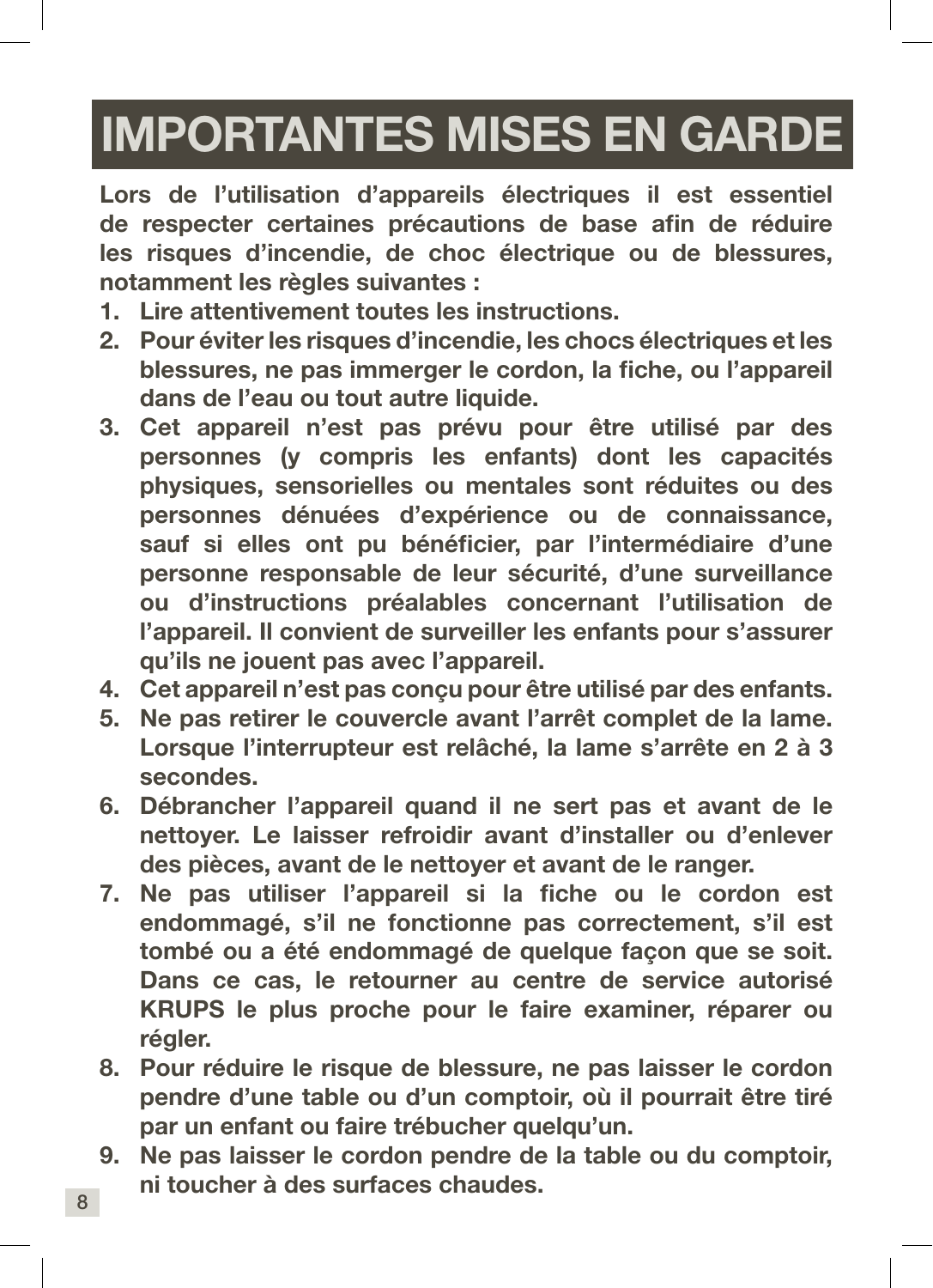# IMPORTANTES MISES EN GARDE

**Lors de l'utilisation d'appareils électriques il est essentiel de respecter certaines précautions de base afin de réduire les risques d'incendie, de choc électrique ou de blessures, notamment les règles suivantes :**

1. **Lire attentivement toutes les instructions.**
2. **Pour éviter les risques d'incendie, les chocs électriques et les blessures, ne pas immerger le cordon, la fiche, ou l'appareil dans de l'eau ou tout autre liquide.**
3. **Cet appareil n'est pas prévu pour être utilisé par des personnes (y compris les enfants) dont les capacités physiques, sensorielles ou mentales sont réduites ou des personnes dénuées d'expérience ou de connaissance, sauf si elles ont pu bénéficier, par l'intermédiaire d'une personne responsable de leur sécurité, d'une surveillance ou d'instructions préalables concernant l'utilisation de l'appareil. Il convient de surveiller les enfants pour s'assurer qu'ils ne jouent pas avec l'appareil.**
4. **Cet appareil n'est pas conçu pour être utilisé par des enfants.**
5. **Ne pas retirer le couvercle avant l'arrêt complet de la lame. Lorsque l'interrupteur est relâché, la lame s'arrête en 2 à 3 secondes.**
6. **Débrancher l'appareil quand il ne sert pas et avant de le nettoyer. Le laisser refroidir avant d'installer ou d'enlever des pièces, avant de le nettoyer et avant de le ranger.**
7. **Ne pas utiliser l'appareil si la fiche ou le cordon est endommagé, s'il ne fonctionne pas correctement, s'il est tombé ou a été endommagé de quelque façon que se soit. Dans ce cas, le retourner au centre de service autorisé KRUPS le plus proche pour le faire examiner, réparer ou régler.**
8. **Pour réduire le risque de blessure, ne pas laisser le cordon pendre d'une table ou d'un comptoir, où il pourrait être tiré par un enfant ou faire trébucher quelqu'un.**
9. **Ne pas laisser le cordon pendre de la table ou du comptoir, ni toucher à des surfaces chaudes.**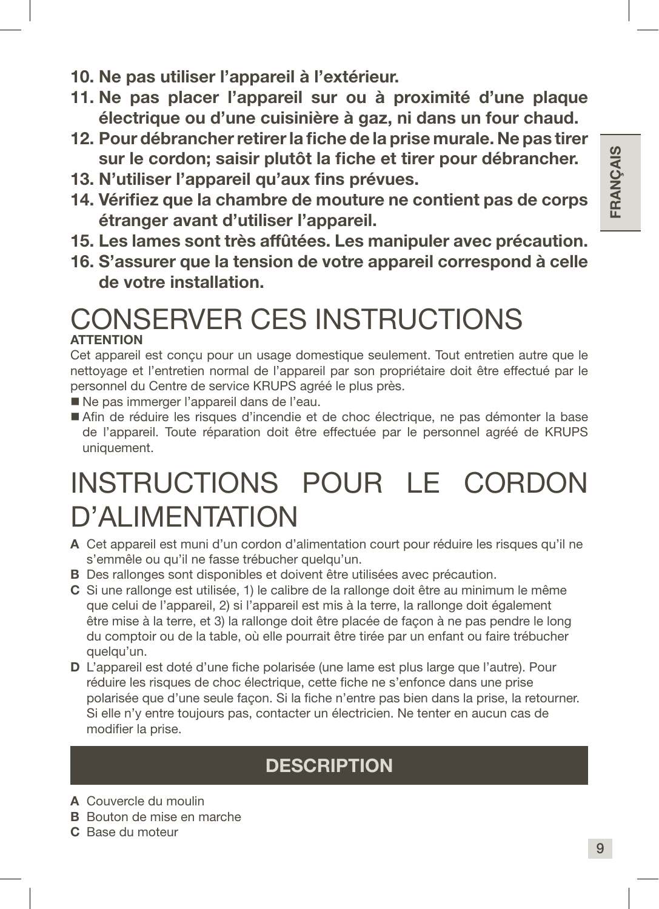**10. Ne pas utiliser l'appareil à l'extérieur.**

**11. Ne pas placer l'appareil sur ou à proximité d'une plaque électrique ou d'une cuisinière à gaz, ni dans un four chaud.**

**12. Pour débrancher retirer la fiche de la prise murale. Ne pas tirer sur le cordon; saisir plutôt la fiche et tirer pour débrancher.**

**13. N'utiliser l'appareil qu'aux fins prévues.**

**14. Vérifiez que la chambre de mouture ne contient pas de corps étranger avant d'utiliser l'appareil.**

**15. Les lames sont très affûtées. Les manipuler avec précaution.**

**16. S'assurer que la tension de votre appareil correspond à celle de votre installation.**

# CONSERVER CES INSTRUCTIONS

**ATTENTION**

Cet appareil est conçu pour un usage domestique seulement. Tout entretien autre que le nettoyage et l'entretien normal de l'appareil par son propriétaire doit être effectué par le personnel du Centre de service KRUPS agréé le plus près.

- Ne pas immerger l'appareil dans de l'eau.
- Afin de réduire les risques d'incendie et de choc électrique, ne pas démonter la base de l'appareil. Toute réparation doit être effectuée par le personnel agréé de KRUPS uniquement.

# INSTRUCTIONS POUR LE CORDON D'ALIMENTATION

**A** Cet appareil est muni d'un cordon d'alimentation court pour réduire les risques qu'il ne s'emmêle ou qu'il ne fasse trébucher quelqu'un.

**B** Des rallonges sont disponibles et doivent être utilisées avec précaution.

**C** Si une rallonge est utilisée, 1) le calibre de la rallonge doit être au minimum le même que celui de l'appareil, 2) si l'appareil est mis à la terre, la rallonge doit également être mise à la terre, et 3) la rallonge doit être placée de façon à ne pas pendre le long du comptoir ou de la table, où elle pourrait être tirée par un enfant ou faire trébucher quelqu'un.

**D** L'appareil est doté d'une fiche polarisée (une lame est plus large que l'autre). Pour réduire les risques de choc électrique, cette fiche ne s'enfonce dans une prise polarisée que d'une seule façon. Si la fiche n'entre pas bien dans la prise, la retourner. Si elle n'y entre toujours pas, contacter un électricien. Ne tenter en aucun cas de modifier la prise.

## DESCRIPTION

**A** Couvercle du moulin

**B** Bouton de mise en marche

**C** Base du moteur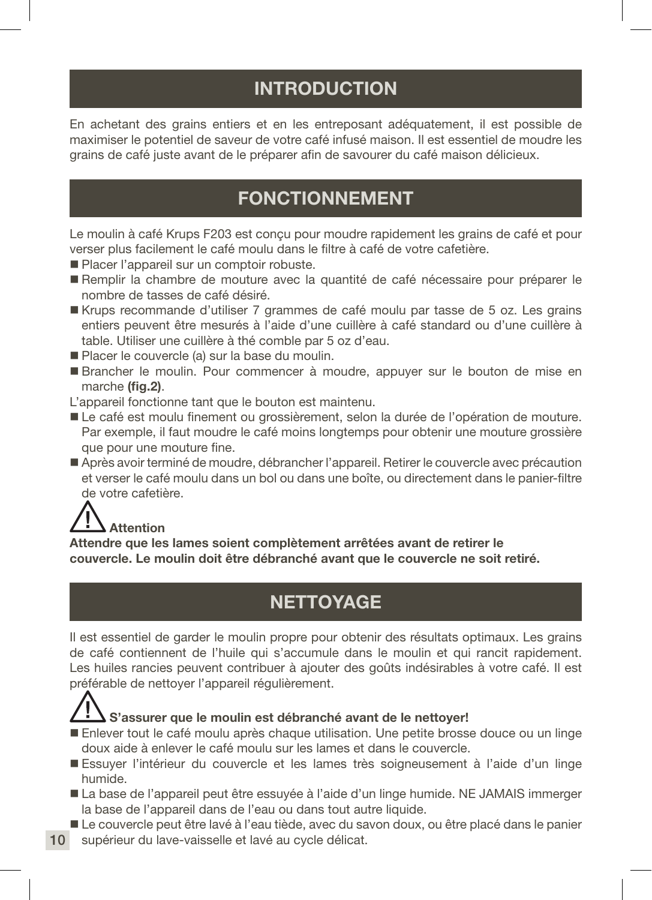## INTRODUCTION

En achetant des grains entiers et en les entreposant adéquatement, il est possible de maximiser le potentiel de saveur de votre café infusé maison. Il est essentiel de moudre les grains de café juste avant de le préparer afin de savourer du café maison délicieux.

## FONCTIONNEMENT

Le moulin à café Krups F203 est conçu pour moudre rapidement les grains de café et pour verser plus facilement le café moulu dans le filtre à café de votre cafetière.

- Placer l'appareil sur un comptoir robuste.
- Remplir la chambre de mouture avec la quantité de café nécessaire pour préparer le nombre de tasses de café désiré.
- Krups recommande d'utiliser 7 grammes de café moulu par tasse de 5 oz. Les grains entiers peuvent être mesurés à l'aide d'une cuillère à café standard ou d'une cuillère à table. Utiliser une cuillère à thé comble par 5 oz d'eau.
- Placer le couvercle (a) sur la base du moulin.
- Brancher le moulin. Pour commencer à moudre, appuyer sur le bouton de mise en marche **(fig.2)**.

L'appareil fonctionne tant que le bouton est maintenu.

- Le café est moulu finement ou grossièrement, selon la durée de l'opération de mouture. Par exemple, il faut moudre le café moins longtemps pour obtenir une mouture grossière que pour une mouture fine.
- Après avoir terminé de moudre, débrancher l'appareil. Retirer le couvercle avec précaution et verser le café moulu dans un bol ou dans une boîte, ou directement dans le panier-filtre de votre cafetière.

⚠ **Attention**
**Attendre que les lames soient complètement arrêtées avant de retirer le couvercle. Le moulin doit être débranché avant que le couvercle ne soit retiré.**

## NETTOYAGE

Il est essentiel de garder le moulin propre pour obtenir des résultats optimaux. Les grains de café contiennent de l'huile qui s'accumule dans le moulin et qui rancit rapidement. Les huiles rancies peuvent contribuer à ajouter des goûts indésirables à votre café. Il est préférable de nettoyer l'appareil régulièrement.

⚠ **S'assurer que le moulin est débranché avant de le nettoyer!**

- Enlever tout le café moulu après chaque utilisation. Une petite brosse douce ou un linge doux aide à enlever le café moulu sur les lames et dans le couvercle.
- Essuyer l'intérieur du couvercle et les lames très soigneusement à l'aide d'un linge humide.
- La base de l'appareil peut être essuyée à l'aide d'un linge humide. NE JAMAIS immerger la base de l'appareil dans de l'eau ou dans tout autre liquide.
- Le couvercle peut être lavé à l'eau tiède, avec du savon doux, ou être placé dans le panier supérieur du lave-vaisselle et lavé au cycle délicat.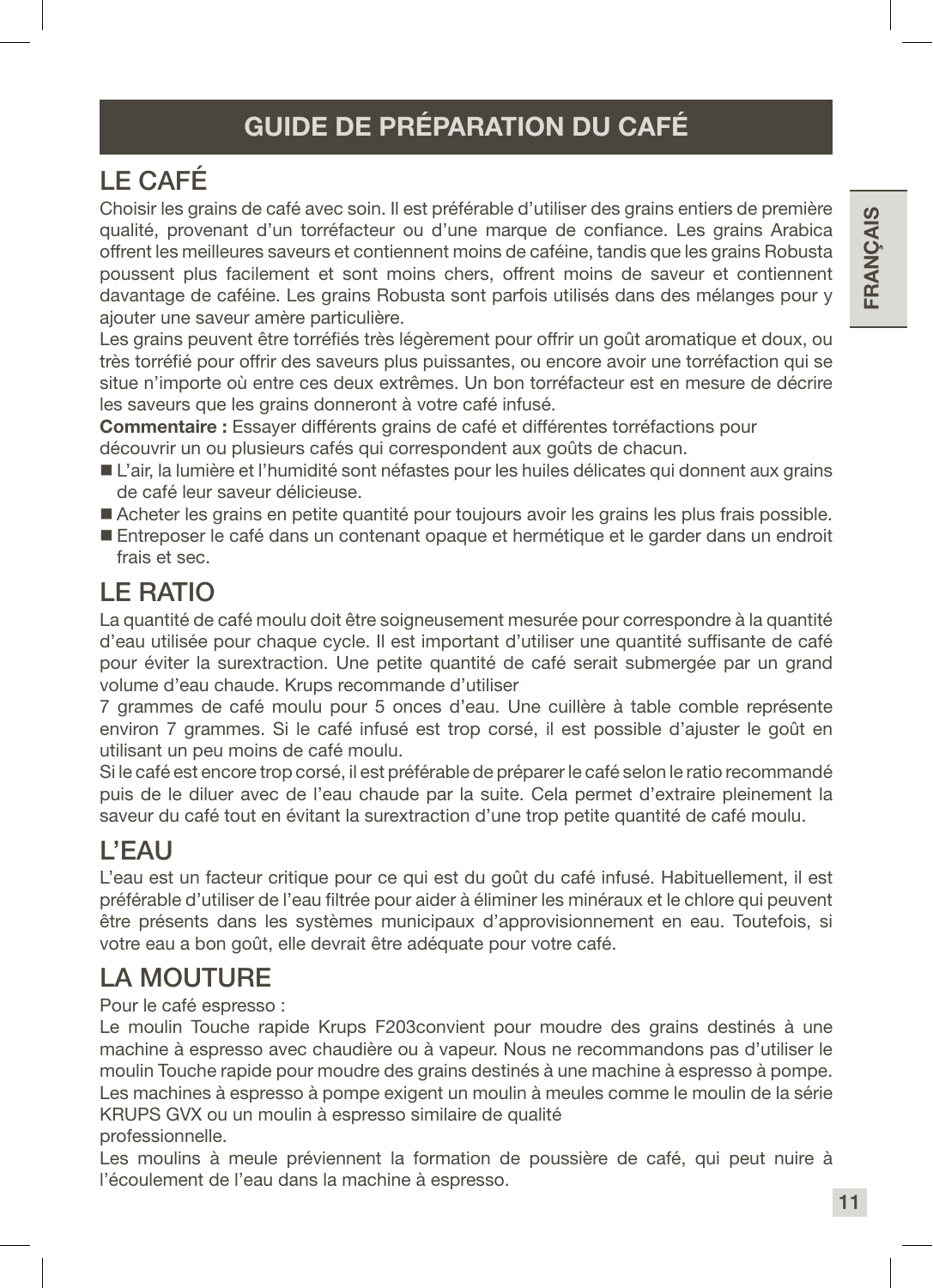# GUIDE DE PRÉPARATION DU CAFÉ

## LE CAFÉ

Choisir les grains de café avec soin. Il est préférable d'utiliser des grains entiers de première qualité, provenant d'un torréfacteur ou d'une marque de confiance. Les grains Arabica offrent les meilleures saveurs et contiennent moins de caféine, tandis que les grains Robusta poussent plus facilement et sont moins chers, offrent moins de saveur et contiennent davantage de caféine. Les grains Robusta sont parfois utilisés dans des mélanges pour y ajouter une saveur amère particulière.

Les grains peuvent être torréfiés très légèrement pour offrir un goût aromatique et doux, ou très torréfié pour offrir des saveurs plus puissantes, ou encore avoir une torréfaction qui se situe n'importe où entre ces deux extrêmes. Un bon torréfacteur est en mesure de décrire les saveurs que les grains donneront à votre café infusé.

**Commentaire :** Essayer différents grains de café et différentes torréfactions pour découvrir un ou plusieurs cafés qui correspondent aux goûts de chacun.

- L'air, la lumière et l'humidité sont néfastes pour les huiles délicates qui donnent aux grains de café leur saveur délicieuse.
- Acheter les grains en petite quantité pour toujours avoir les grains les plus frais possible.
- Entreposer le café dans un contenant opaque et hermétique et le garder dans un endroit frais et sec.

## LE RATIO

La quantité de café moulu doit être soigneusement mesurée pour correspondre à la quantité d'eau utilisée pour chaque cycle. Il est important d'utiliser une quantité suffisante de café pour éviter la surextraction. Une petite quantité de café serait submergée par un grand volume d'eau chaude. Krups recommande d'utiliser 7 grammes de café moulu pour 5 onces d'eau. Une cuillère à table comble représente environ 7 grammes. Si le café infusé est trop corsé, il est possible d'ajuster le goût en utilisant un peu moins de café moulu.

Si le café est encore trop corsé, il est préférable de préparer le café selon le ratio recommandé puis de le diluer avec de l'eau chaude par la suite. Cela permet d'extraire pleinement la saveur du café tout en évitant la surextraction d'une trop petite quantité de café moulu.

## L'EAU

L'eau est un facteur critique pour ce qui est du goût du café infusé. Habituellement, il est préférable d'utiliser de l'eau filtrée pour aider à éliminer les minéraux et le chlore qui peuvent être présents dans les systèmes municipaux d'approvisionnement en eau. Toutefois, si votre eau a bon goût, elle devrait être adéquate pour votre café.

## LA MOUTURE

Pour le café espresso :

Le moulin Touche rapide Krups F203convient pour moudre des grains destinés à une machine à espresso avec chaudière ou à vapeur. Nous ne recommandons pas d'utiliser le moulin Touche rapide pour moudre des grains destinés à une machine à espresso à pompe. Les machines à espresso à pompe exigent un moulin à meules comme le moulin de la série KRUPS GVX ou un moulin à espresso similaire de qualité professionnelle.

Les moulins à meule préviennent la formation de poussière de café, qui peut nuire à l'écoulement de l'eau dans la machine à espresso.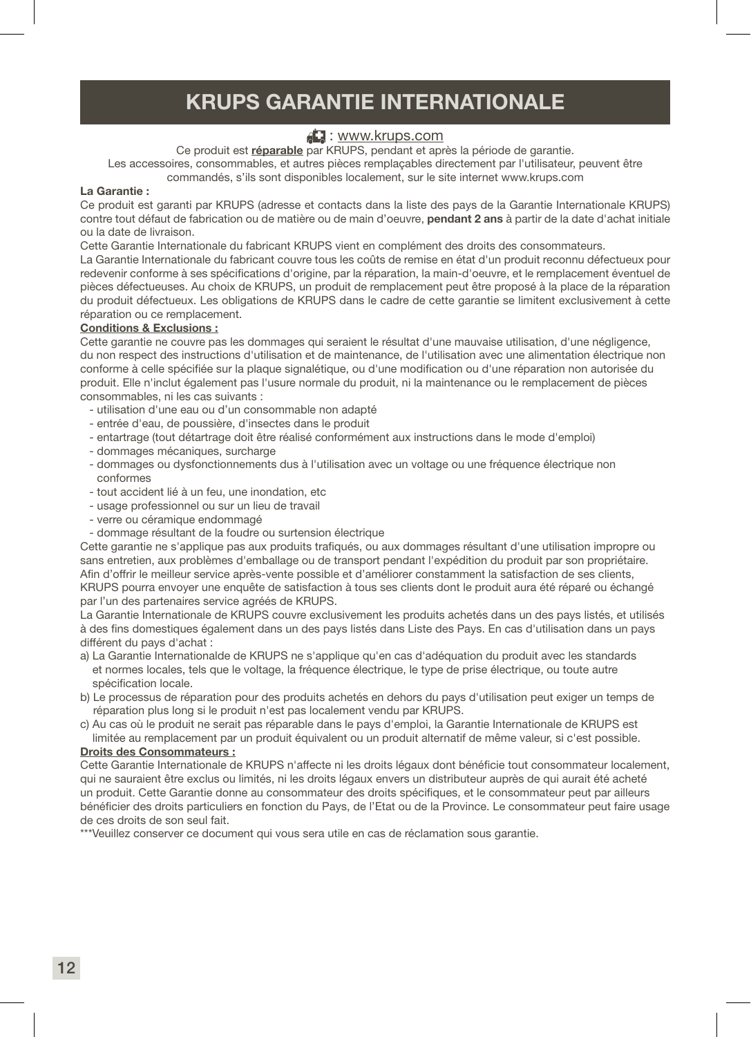# KRUPS GARANTIE INTERNATIONALE

: www.krups.com

Ce produit est **réparable** par KRUPS, pendant et après la période de garantie.
Les accessoires, consommables, et autres pièces remplaçables directement par l'utilisateur, peuvent être commandés, s'ils sont disponibles localement, sur le site internet www.krups.com

**La Garantie :**

Ce produit est garanti par KRUPS (adresse et contacts dans la liste des pays de la Garantie Internationale KRUPS) contre tout défaut de fabrication ou de matière ou de main d'oeuvre, **pendant 2 ans** à partir de la date d'achat initiale ou la date de livraison.

Cette Garantie Internationale du fabricant KRUPS vient en complément des droits des consommateurs.

La Garantie Internationale du fabricant couvre tous les coûts de remise en état d'un produit reconnu défectueux pour redevenir conforme à ses spécifications d'origine, par la réparation, la main-d'oeuvre, et le remplacement éventuel de pièces défectueuses. Au choix de KRUPS, un produit de remplacement peut être proposé à la place de la réparation du produit défectueux. Les obligations de KRUPS dans le cadre de cette garantie se limitent exclusivement à cette réparation ou ce remplacement.

**Conditions & Exclusions :**

Cette garantie ne couvre pas les dommages qui seraient le résultat d'une mauvaise utilisation, d'une négligence, du non respect des instructions d'utilisation et de maintenance, de l'utilisation avec une alimentation électrique non conforme à celle spécifiée sur la plaque signalétique, ou d'une modification ou d'une réparation non autorisée du produit. Elle n'inclut également pas l'usure normale du produit, ni la maintenance ou le remplacement de pièces consommables, ni les cas suivants :

- utilisation d'une eau ou d'un consommable non adapté
- entrée d'eau, de poussière, d'insectes dans le produit
- entartrage (tout détartrage doit être réalisé conformément aux instructions dans le mode d'emploi)
- dommages mécaniques, surcharge
- dommages ou dysfonctionnements dus à l'utilisation avec un voltage ou une fréquence électrique non conformes
- tout accident lié à un feu, une inondation, etc
- usage professionnel ou sur un lieu de travail
- verre ou céramique endommagé
- dommage résultant de la foudre ou surtension électrique

Cette garantie ne s'applique pas aux produits trafiqués, ou aux dommages résultant d'une utilisation impropre ou sans entretien, aux problèmes d'emballage ou de transport pendant l'expédition du produit par son propriétaire.

Afin d'offrir le meilleur service après-vente possible et d'améliorer constamment la satisfaction de ses clients, KRUPS pourra envoyer une enquête de satisfaction à tous ses clients dont le produit aura été réparé ou échangé par l'un des partenaires service agréés de KRUPS.

La Garantie Internationale de KRUPS couvre exclusivement les produits achetés dans un des pays listés, et utilisés à des fins domestiques également dans un des pays listés dans Liste des Pays. En cas d'utilisation dans un pays différent du pays d'achat :

a) La Garantie Internationalde de KRUPS ne s'applique qu'en cas d'adéquation du produit avec les standards et normes locales, tels que le voltage, la fréquence électrique, le type de prise électrique, ou toute autre spécification locale.

b) Le processus de réparation pour des produits achetés en dehors du pays d'utilisation peut exiger un temps de réparation plus long si le produit n'est pas localement vendu par KRUPS.

c) Au cas où le produit ne serait pas réparable dans le pays d'emploi, la Garantie Internationale de KRUPS est limitée au remplacement par un produit équivalent ou un produit alternatif de même valeur, si c'est possible.

**Droits des Consommateurs :**

Cette Garantie Internationale de KRUPS n'affecte ni les droits légaux dont bénéficie tout consommateur localement, qui ne sauraient être exclus ou limités, ni les droits légaux envers un distributeur auprès de qui aurait été acheté un produit. Cette Garantie donne au consommateur des droits spécifiques, et le consommateur peut par ailleurs bénéficier des droits particuliers en fonction du Pays, de l'Etat ou de la Province. Le consommateur peut faire usage de ces droits de son seul fait.

***Veuillez conserver ce document qui vous sera utile en cas de réclamation sous garantie.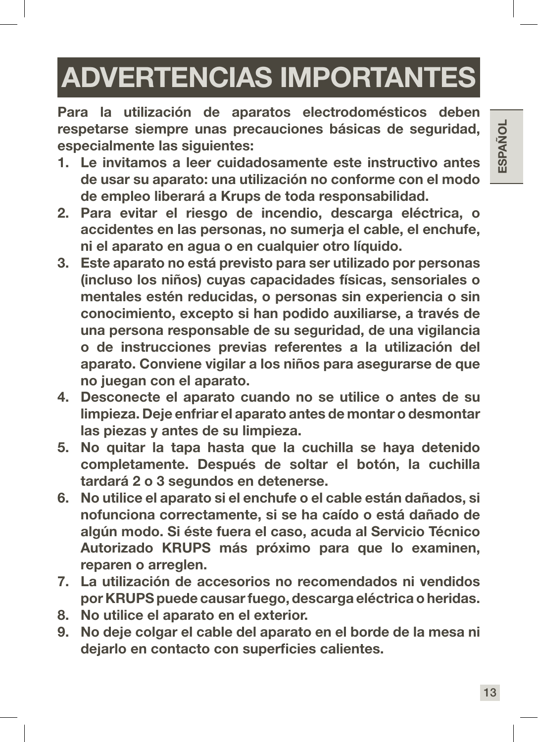# ADVERTENCIAS IMPORTANTES

**Para la utilización de aparatos electrodomésticos deben respetarse siempre unas precauciones básicas de seguridad, especialmente las siguientes:**

1. **Le invitamos a leer cuidadosamente este instructivo antes de usar su aparato: una utilización no conforme con el modo de empleo liberará a Krups de toda responsabilidad.**
2. **Para evitar el riesgo de incendio, descarga eléctrica, o accidentes en las personas, no sumerja el cable, el enchufe, ni el aparato en agua o en cualquier otro líquido.**
3. **Este aparato no está previsto para ser utilizado por personas (incluso los niños) cuyas capacidades físicas, sensoriales o mentales estén reducidas, o personas sin experiencia o sin conocimiento, excepto si han podido auxiliarse, a través de una persona responsable de su seguridad, de una vigilancia o de instrucciones previas referentes a la utilización del aparato. Conviene vigilar a los niños para asegurarse de que no juegan con el aparato.**
4. **Desconecte el aparato cuando no se utilice o antes de su limpieza. Deje enfriar el aparato antes de montar o desmontar las piezas y antes de su limpieza.**
5. **No quitar la tapa hasta que la cuchilla se haya detenido completamente. Después de soltar el botón, la cuchilla tardará 2 o 3 segundos en detenerse.**
6. **No utilice el aparato si el enchufe o el cable están dañados, si nofunciona correctamente, si se ha caído o está dañado de algún modo. Si éste fuera el caso, acuda al Servicio Técnico Autorizado KRUPS más próximo para que lo examinen, reparen o arreglen.**
7. **La utilización de accesorios no recomendados ni vendidos por KRUPS puede causar fuego, descarga eléctrica o heridas.**
8. **No utilice el aparato en el exterior.**
9. **No deje colgar el cable del aparato en el borde de la mesa ni dejarlo en contacto con superficies calientes.**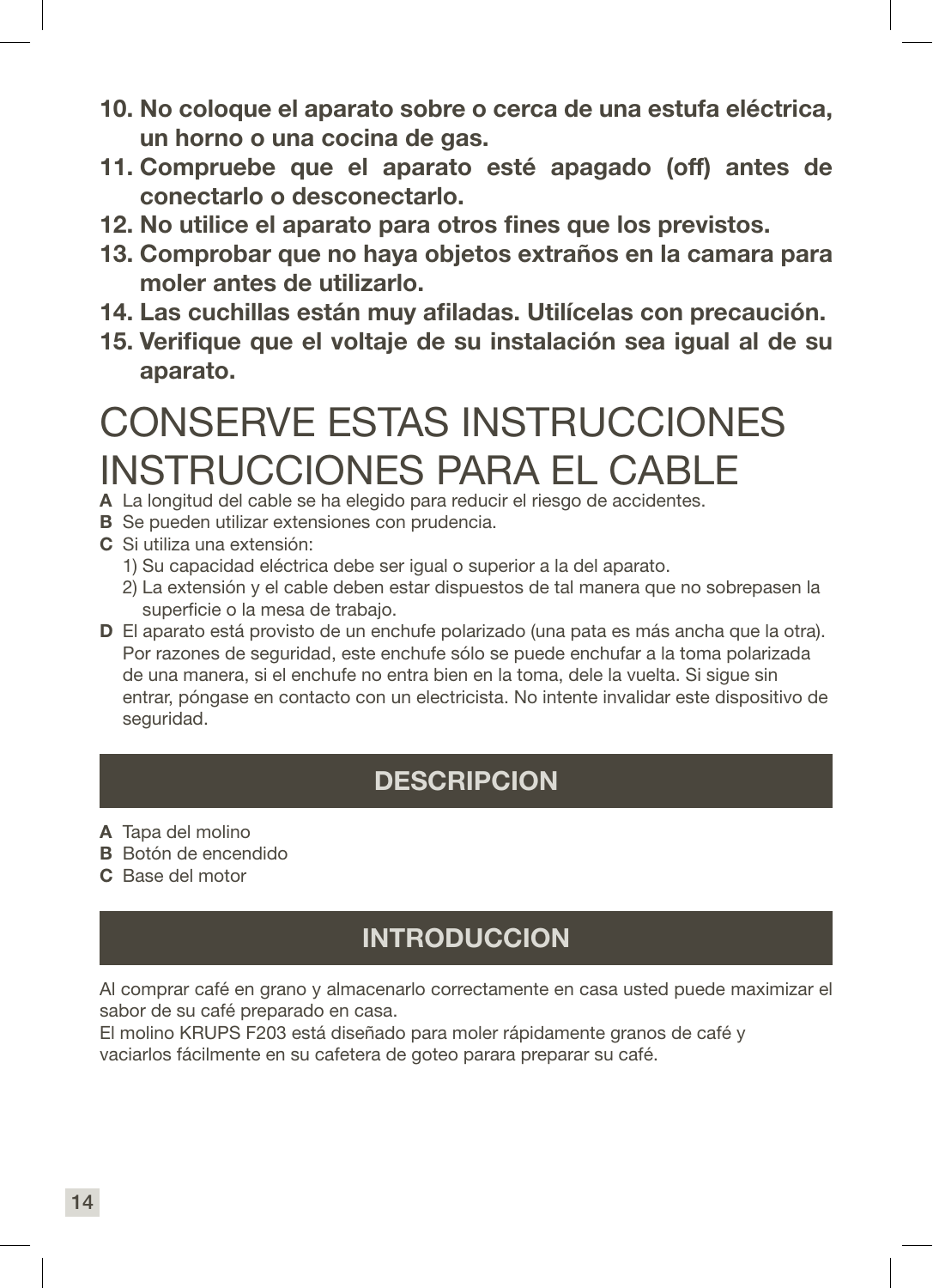10. **No coloque el aparato sobre o cerca de una estufa eléctrica, un horno o una cocina de gas.**
11. **Compruebe que el aparato esté apagado (off) antes de conectarlo o desconectarlo.**
12. **No utilice el aparato para otros fines que los previstos.**
13. **Comprobar que no haya objetos extraños en la camara para moler antes de utilizarlo.**
14. **Las cuchillas están muy afiladas. Utilícelas con precaución.**
15. **Verifique que el voltaje de su instalación sea igual al de su aparato.**

# CONSERVE ESTAS INSTRUCCIONES

# INSTRUCCIONES PARA EL CABLE

**A** La longitud del cable se ha elegido para reducir el riesgo de accidentes.

**B** Se pueden utilizar extensiones con prudencia.

**C** Si utiliza una extensión:

1) Su capacidad eléctrica debe ser igual o superior a la del aparato.
2) La extensión y el cable deben estar dispuestos de tal manera que no sobrepasen la superficie o la mesa de trabajo.

**D** El aparato está provisto de un enchufe polarizado (una pata es más ancha que la otra). Por razones de seguridad, este enchufe sólo se puede enchufar a la toma polarizada de una manera, si el enchufe no entra bien en la toma, dele la vuelta. Si sigue sin entrar, póngase en contacto con un electricista. No intente invalidar este dispositivo de seguridad.

## DESCRIPCION

**A** Tapa del molino

**B** Botón de encendido

**C** Base del motor

## INTRODUCCION

Al comprar café en grano y almacenarlo correctamente en casa usted puede maximizar el sabor de su café preparado en casa.

El molino KRUPS F203 está diseñado para moler rápidamente granos de café y vaciarlos fácilmente en su cafetera de goteo parara preparar su café.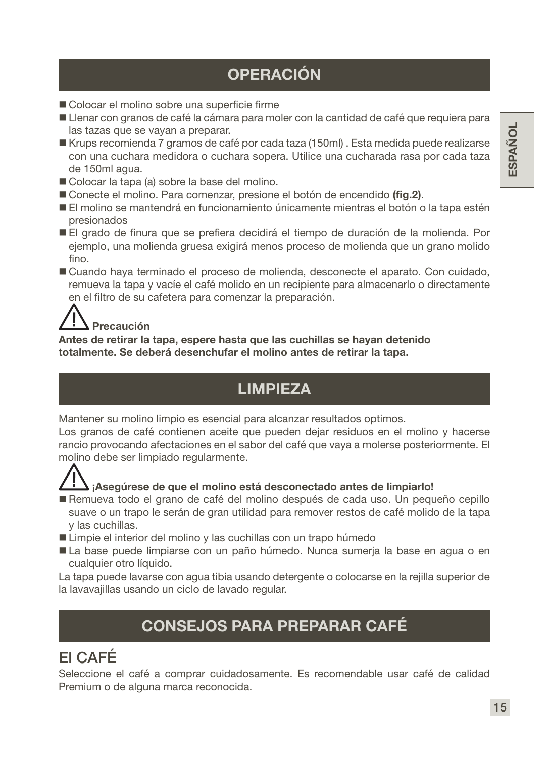## OPERACIÓN

- Colocar el molino sobre una superficie firme
- Llenar con granos de café la cámara para moler con la cantidad de café que requiera para las tazas que se vayan a preparar.
- Krups recomienda 7 gramos de café por cada taza (150ml) . Esta medida puede realizarse con una cuchara medidora o cuchara sopera. Utilice una cucharada rasa por cada taza de 150ml agua.
- Colocar la tapa (a) sobre la base del molino.
- Conecte el molino. Para comenzar, presione el botón de encendido **(fig.2)**.
- El molino se mantendrá en funcionamiento únicamente mientras el botón o la tapa estén presionados
- El grado de finura que se prefiera decidirá el tiempo de duración de la molienda. Por ejemplo, una molienda gruesa exigirá menos proceso de molienda que un grano molido fino.
- Cuando haya terminado el proceso de molienda, desconecte el aparato. Con cuidado, remueva la tapa y vacíe el café molido en un recipiente para almacenarlo o directamente en el filtro de su cafetera para comenzar la preparación.

**Precaución**

**Antes de retirar la tapa, espere hasta que las cuchillas se hayan detenido totalmente. Se deberá desenchufar el molino antes de retirar la tapa.**

## LIMPIEZA

Mantener su molino limpio es esencial para alcanzar resultados optimos.
Los granos de café contienen aceite que pueden dejar residuos en el molino y hacerse rancio provocando afectaciones en el sabor del café que vaya a molerse posteriormente. El molino debe ser limpiado regularmente.

**¡Asegúrese de que el molino está desconectado antes de limpiarlo!**

- Remueva todo el grano de café del molino después de cada uso. Un pequeño cepillo suave o un trapo le serán de gran utilidad para remover restos de café molido de la tapa y las cuchillas.
- Limpie el interior del molino y las cuchillas con un trapo húmedo
- La base puede limpiarse con un paño húmedo. Nunca sumerja la base en agua o en cualquier otro líquido.

La tapa puede lavarse con agua tibia usando detergente o colocarse en la rejilla superior de la lavavajillas usando un ciclo de lavado regular.

## CONSEJOS PARA PREPARAR CAFÉ

### El CAFÉ

Seleccione el café a comprar cuidadosamente. Es recomendable usar café de calidad Premium o de alguna marca reconocida.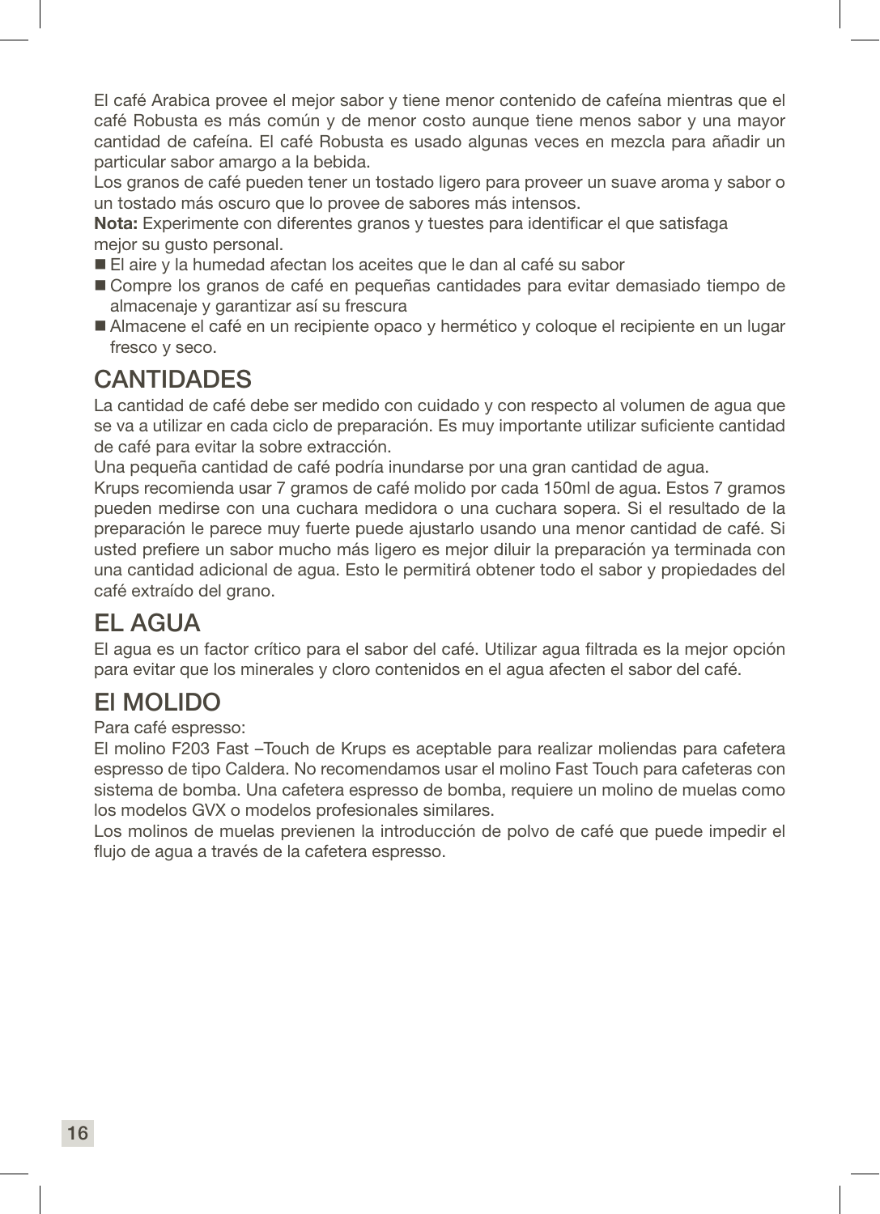El café Arabica provee el mejor sabor y tiene menor contenido de cafeína mientras que el café Robusta es más común y de menor costo aunque tiene menos sabor y una mayor cantidad de cafeína. El café Robusta es usado algunas veces en mezcla para añadir un particular sabor amargo a la bebida.

Los granos de café pueden tener un tostado ligero para proveer un suave aroma y sabor o un tostado más oscuro que lo provee de sabores más intensos.

**Nota:** Experimente con diferentes granos y tuestes para identificar el que satisfaga mejor su gusto personal.

- El aire y la humedad afectan los aceites que le dan al café su sabor
- Compre los granos de café en pequeñas cantidades para evitar demasiado tiempo de almacenaje y garantizar así su frescura
- Almacene el café en un recipiente opaco y hermético y coloque el recipiente en un lugar fresco y seco.

## CANTIDADES

La cantidad de café debe ser medido con cuidado y con respecto al volumen de agua que se va a utilizar en cada ciclo de preparación. Es muy importante utilizar suficiente cantidad de café para evitar la sobre extracción.

Una pequeña cantidad de café podría inundarse por una gran cantidad de agua.

Krups recomienda usar 7 gramos de café molido por cada 150ml de agua. Estos 7 gramos pueden medirse con una cuchara medidora o una cuchara sopera. Si el resultado de la preparación le parece muy fuerte puede ajustarlo usando una menor cantidad de café. Si usted prefiere un sabor mucho más ligero es mejor diluir la preparación ya terminada con una cantidad adicional de agua. Esto le permitirá obtener todo el sabor y propiedades del café extraído del grano.

## EL AGUA

El agua es un factor crítico para el sabor del café. Utilizar agua filtrada es la mejor opción para evitar que los minerales y cloro contenidos en el agua afecten el sabor del café.

## El MOLIDO

Para café espresso:

El molino F203 Fast –Touch de Krups es aceptable para realizar moliendas para cafetera espresso de tipo Caldera. No recomendamos usar el molino Fast Touch para cafeteras con sistema de bomba. Una cafetera espresso de bomba, requiere un molino de muelas como los modelos GVX o modelos profesionales similares.

Los molinos de muelas previenen la introducción de polvo de café que puede impedir el flujo de agua a través de la cafetera espresso.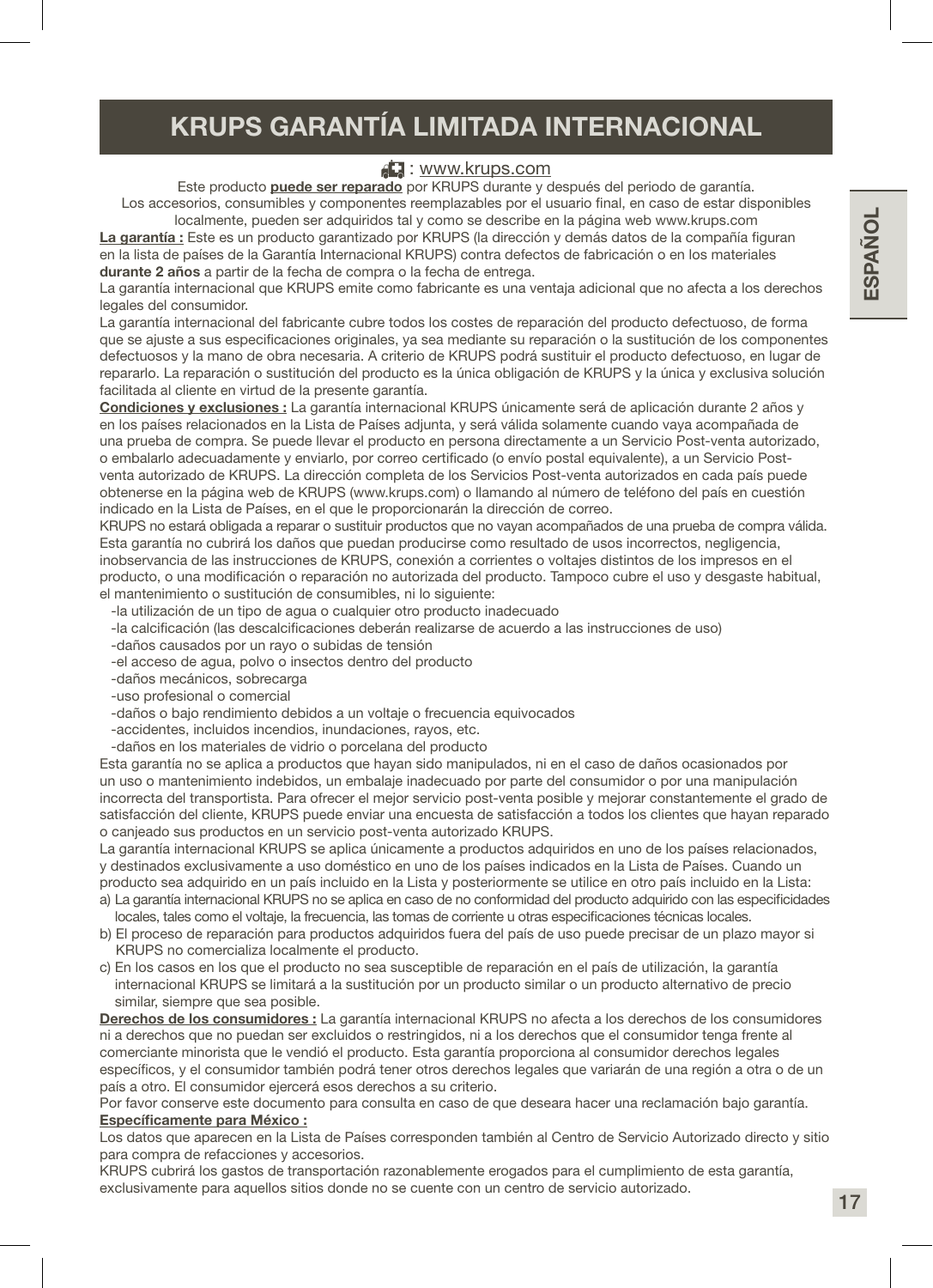# KRUPS GARANTÍA LIMITADA INTERNACIONAL

: www.krups.com

Este producto **puede ser reparado** por KRUPS durante y después del periodo de garantía.
Los accesorios, consumibles y componentes reemplazables por el usuario final, en caso de estar disponibles localmente, pueden ser adquiridos tal y como se describe en la página web www.krups.com

**La garantía :** Este es un producto garantizado por KRUPS (la dirección y demás datos de la compañía figuran en la lista de países de la Garantía Internacional KRUPS) contra defectos de fabricación o en los materiales **durante 2 años** a partir de la fecha de compra o la fecha de entrega.

La garantía internacional que KRUPS emite como fabricante es una ventaja adicional que no afecta a los derechos legales del consumidor.

La garantía internacional del fabricante cubre todos los costes de reparación del producto defectuoso, de forma que se ajuste a sus especificaciones originales, ya sea mediante su reparación o la sustitución de los componentes defectuosos y la mano de obra necesaria. A criterio de KRUPS podrá sustituir el producto defectuoso, en lugar de repararlo. La reparación o sustitución del producto es la única obligación de KRUPS y la única y exclusiva solución facilitada al cliente en virtud de la presente garantía.

**Condiciones y exclusiones :** La garantía internacional KRUPS únicamente será de aplicación durante 2 años y en los países relacionados en la Lista de Países adjunta, y será válida solamente cuando vaya acompañada de una prueba de compra. Se puede llevar el producto en persona directamente a un Servicio Post-venta autorizado, o embalarlo adecuadamente y enviarlo, por correo certificado (o envío postal equivalente), a un Servicio Post-venta autorizado de KRUPS. La dirección completa de los Servicios Post-venta autorizados en cada país puede obtenerse en la página web de KRUPS (www.krups.com) o llamando al número de teléfono del país en cuestión indicado en la Lista de Países, en el que le proporcionarán la dirección de correo.

KRUPS no estará obligada a reparar o sustituir productos que no vayan acompañados de una prueba de compra válida.

Esta garantía no cubrirá los daños que puedan producirse como resultado de usos incorrectos, negligencia, inobservancia de las instrucciones de KRUPS, conexión a corrientes o voltajes distintos de los impresos en el producto, o una modificación o reparación no autorizada del producto. Tampoco cubre el uso y desgaste habitual, el mantenimiento o sustitución de consumibles, ni lo siguiente:

- la utilización de un tipo de agua o cualquier otro producto inadecuado
- la calcificación (las descalcificaciones deberán realizarse de acuerdo a las instrucciones de uso)
- daños causados por un rayo o subidas de tensión
- el acceso de agua, polvo o insectos dentro del producto
- daños mecánicos, sobrecarga
- uso profesional o comercial
- daños o bajo rendimiento debidos a un voltaje o frecuencia equivocados
- accidentes, incluidos incendios, inundaciones, rayos, etc.
- daños en los materiales de vidrio o porcelana del producto

Esta garantía no se aplica a productos que hayan sido manipulados, ni en el caso de daños ocasionados por un uso o mantenimiento indebidos, un embalaje inadecuado por parte del consumidor o por una manipulación incorrecta del transportista. Para ofrecer el mejor servicio post-venta posible y mejorar constantemente el grado de satisfacción del cliente, KRUPS puede enviar una encuesta de satisfacción a todos los clientes que hayan reparado o canjeado sus productos en un servicio post-venta autorizado KRUPS.

La garantía internacional KRUPS se aplica únicamente a productos adquiridos en uno de los países relacionados, y destinados exclusivamente a uso doméstico en uno de los países indicados en la Lista de Países. Cuando un producto sea adquirido en un país incluido en la Lista y posteriormente se utilice en otro país incluido en la Lista:

a) La garantía internacional KRUPS no se aplica en caso de no conformidad del producto adquirido con las especificidades locales, tales como el voltaje, la frecuencia, las tomas de corriente u otras especificaciones técnicas locales.
b) El proceso de reparación para productos adquiridos fuera del país de uso puede precisar de un plazo mayor si KRUPS no comercializa localmente el producto.
c) En los casos en los que el producto no sea susceptible de reparación en el país de utilización, la garantía internacional KRUPS se limitará a la sustitución por un producto similar o un producto alternativo de precio similar, siempre que sea posible.

**Derechos de los consumidores :** La garantía internacional KRUPS no afecta a los derechos de los consumidores ni a derechos que no puedan ser excluidos o restringidos, ni a los derechos que el consumidor tenga frente al comerciante minorista que le vendió el producto. Esta garantía proporciona al consumidor derechos legales específicos, y el consumidor también podrá tener otros derechos legales que variarán de una región a otra o de un país a otro. El consumidor ejercerá esos derechos a su criterio.

Por favor conserve este documento para consulta en caso de que deseara hacer una reclamación bajo garantía.

**Específicamente para México :**

Los datos que aparecen en la Lista de Países corresponden también al Centro de Servicio Autorizado directo y sitio para compra de refacciones y accesorios.

KRUPS cubrirá los gastos de transportación razonablemente erogados para el cumplimiento de esta garantía, exclusivamente para aquellos sitios donde no se cuente con un centro de servicio autorizado.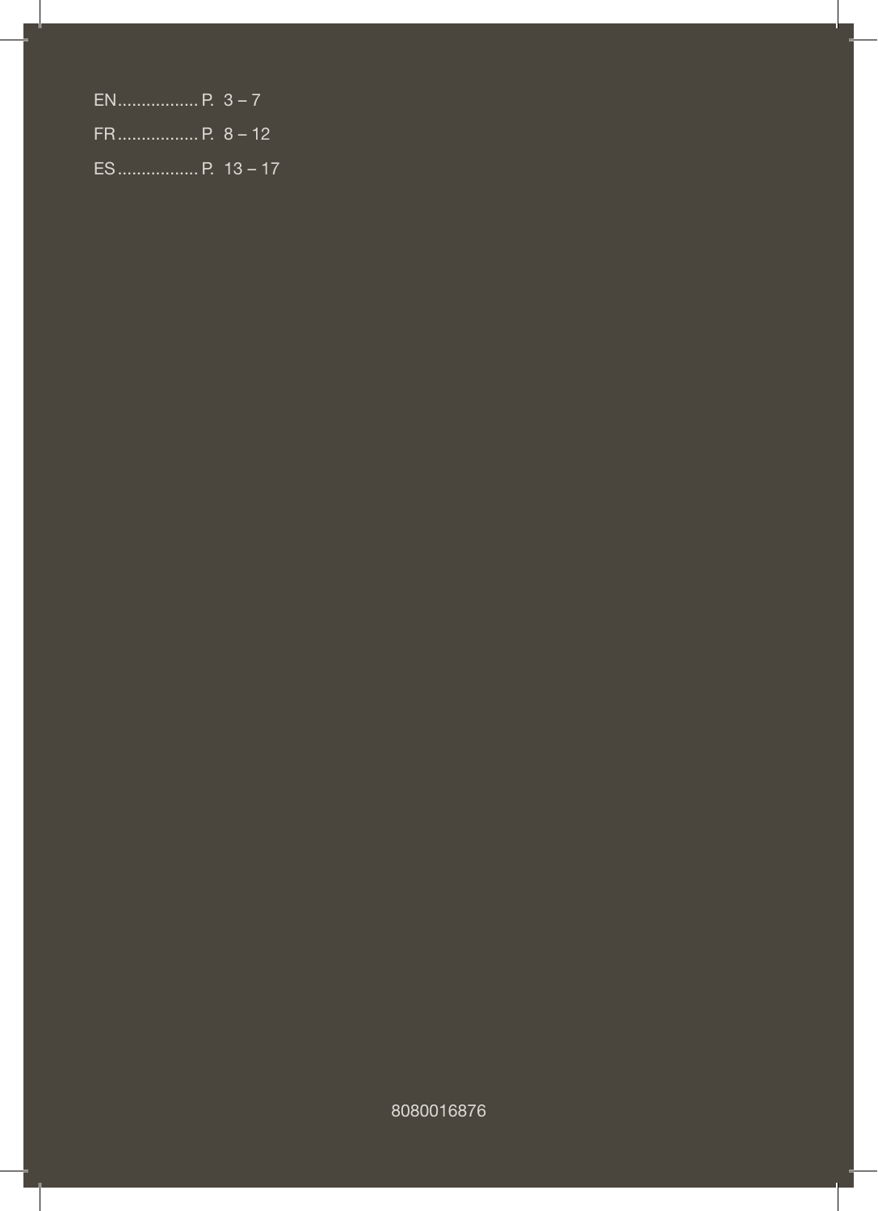EN................. P. 3 – 7

FR................. P. 8 – 12

ES................. P. 13 – 17

8080016876